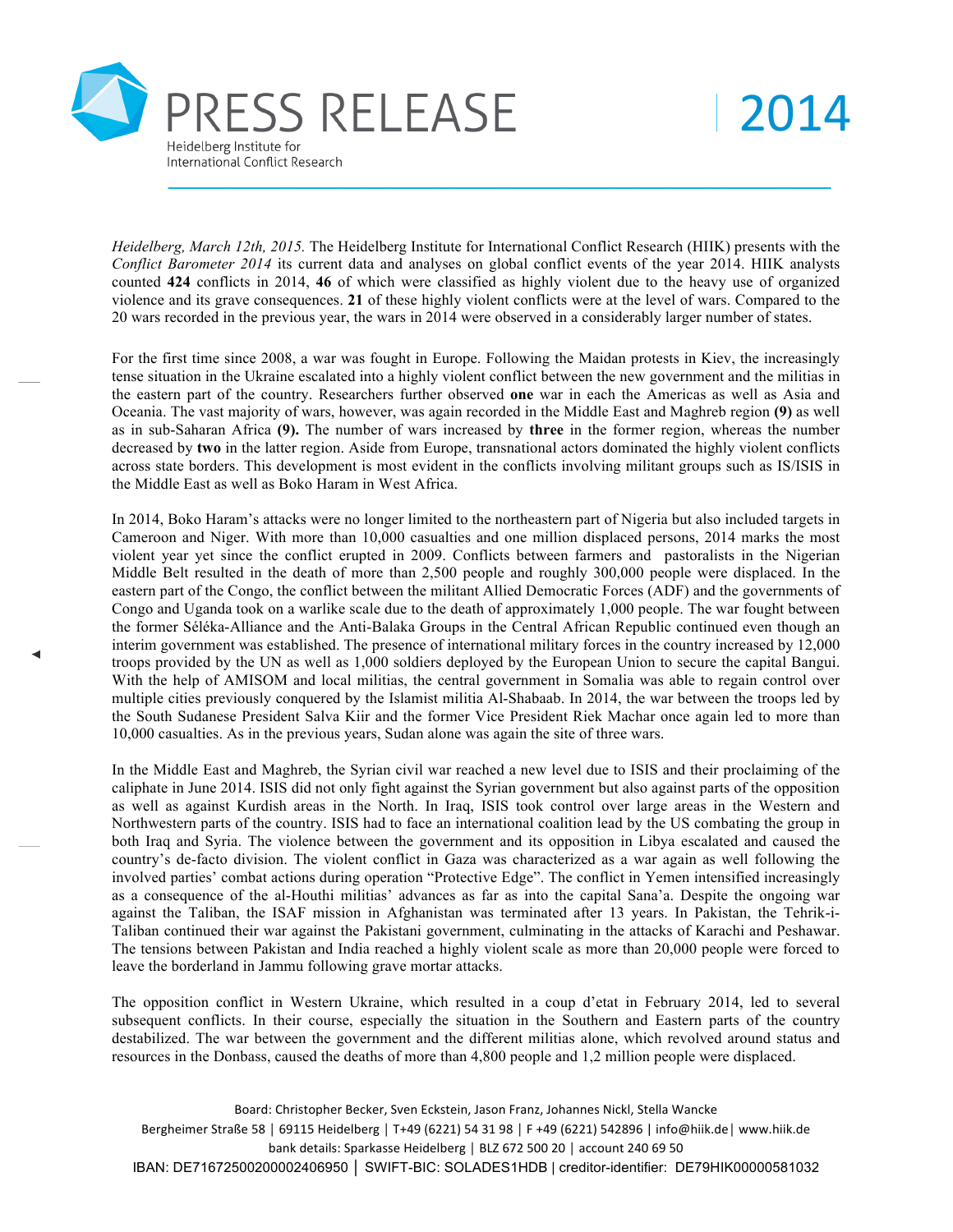# PRESS RELEASE

Heidelberg Institute for International Conflict Research

2014

*Heidelberg, March 12th, 2015.* The Heidelberg Institute for International Conflict Research (HIIK) presents with the *Conflict Barometer 2014* its current data and analyses on global conflict events of the year 2014. HIIK analysts counted **424** conflicts in 2014, **46** of which were classified as highly violent due to the heavy use of organized violence and its grave consequences. **21** of these highly violent conflicts were at the level of wars. Compared to the 20 wars recorded in the previous year, the wars in 2014 were observed in a considerably larger number of states.

For the first time since 2008, a war was fought in Europe. Following the Maidan protests in Kiev, the increasingly tense situation in the Ukraine escalated into a highly violent conflict between the new government and the militias in the eastern part of the country. Researchers further observed **one** war in each the Americas as well as Asia and Oceania. The vast majority of wars, however, was again recorded in the Middle East and Maghreb region **(9)** as well as in sub-Saharan Africa **(9).** The number of wars increased by **three** in the former region, whereas the number decreased by **two** in the latter region. Aside from Europe, transnational actors dominated the highly violent conflicts across state borders. This development is most evident in the conflicts involving militant groups such as IS/ISIS in the Middle East as well as Boko Haram in West Africa.

In 2014, Boko Haram's attacks were no longer limited to the northeastern part of Nigeria but also included targets in Cameroon and Niger. With more than 10,000 casualties and one million displaced persons, 2014 marks the most violent year yet since the conflict erupted in 2009. Conflicts between farmers and pastoralists in the Nigerian Middle Belt resulted in the death of more than 2,500 people and roughly 300,000 people were displaced. In the eastern part of the Congo, the conflict between the militant Allied Democratic Forces (ADF) and the governments of Congo and Uganda took on a warlike scale due to the death of approximately 1,000 people. The war fought between the former Séléka-Alliance and the Anti-Balaka Groups in the Central African Republic continued even though an interim government was established. The presence of international military forces in the country increased by 12,000 troops provided by the UN as well as 1,000 soldiers deployed by the European Union to secure the capital Bangui. With the help of AMISOM and local militias, the central government in Somalia was able to regain control over multiple cities previously conquered by the Islamist militia Al-Shabaab. In 2014, the war between the troops led by the South Sudanese President Salva Kiir and the former Vice President Riek Machar once again led to more than 10,000 casualties. As in the previous years, Sudan alone was again the site of three wars.

In the Middle East and Maghreb, the Syrian civil war reached a new level due to ISIS and their proclaiming of the caliphate in June 2014. ISIS did not only fight against the Syrian government but also against parts of the opposition as well as against Kurdish areas in the North. In Iraq, ISIS took control over large areas in the Western and Northwestern parts of the country. ISIS had to face an international coalition lead by the US combating the group in both Iraq and Syria. The violence between the government and its opposition in Libya escalated and caused the country's de-facto division. The violent conflict in Gaza was characterized as a war again as well following the involved parties' combat actions during operation "Protective Edge". The conflict in Yemen intensified increasingly as a consequence of the al-Houthi militias' advances as far as into the capital Sana'a. Despite the ongoing war against the Taliban, the ISAF mission in Afghanistan was terminated after 13 years. In Pakistan, the Tehrik-i-Taliban continued their war against the Pakistani government, culminating in the attacks of Karachi and Peshawar. The tensions between Pakistan and India reached a highly violent scale as more than 20,000 people were forced to leave the borderland in Jammu following grave mortar attacks.

The opposition conflict in Western Ukraine, which resulted in a coup d'etat in February 2014, led to several subsequent conflicts. In their course, especially the situation in the Southern and Eastern parts of the country destabilized. The war between the government and the different militias alone, which revolved around status and resources in the Donbass, caused the deaths of more than 4,800 people and 1,2 million people were displaced.

Board: Christopher Becker, Sven Eckstein, Jason Franz, Johannes Nickl, Stella Wancke
Bergheimer Straße 58 | 69115 Heidelberg | T+49 (6221) 54 31 98 | F +49 (6221) 542896 | info@hiik.de | www.hiik.de
bank details: Sparkasse Heidelberg | BLZ 672 500 20 | account 240 69 50
IBAN: DE71672500200002406950 | SWIFT-BIC: SOLADES1HDB | creditor-identifier: DE79HIK00000581032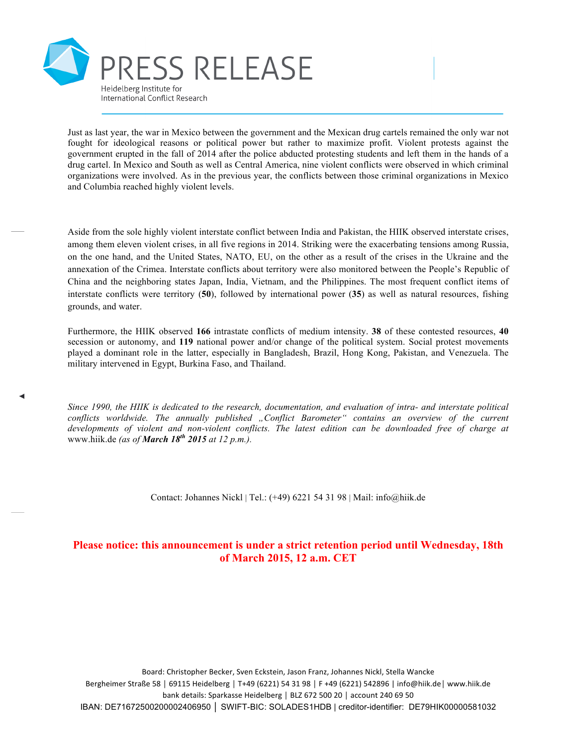Just as last year, the war in Mexico between the government and the Mexican drug cartels remained the only war not fought for ideological reasons or political power but rather to maximize profit. Violent protests against the government erupted in the fall of 2014 after the police abducted protesting students and left them in the hands of a drug cartel. In Mexico and South as well as Central America, nine violent conflicts were observed in which criminal organizations were involved. As in the previous year, the conflicts between those criminal organizations in Mexico and Columbia reached highly violent levels.

Aside from the sole highly violent interstate conflict between India and Pakistan, the HIIK observed interstate crises, among them eleven violent crises, in all five regions in 2014. Striking were the exacerbating tensions among Russia, on the one hand, and the United States, NATO, EU, on the other as a result of the crises in the Ukraine and the annexation of the Crimea. Interstate conflicts about territory were also monitored between the People's Republic of China and the neighboring states Japan, India, Vietnam, and the Philippines. The most frequent conflict items of interstate conflicts were territory (**50**), followed by international power (**35**) as well as natural resources, fishing grounds, and water.

Furthermore, the HIIK observed **166** intrastate conflicts of medium intensity. **38** of these contested resources, **40** secession or autonomy, and **119** national power and/or change of the political system. Social protest movements played a dominant role in the latter, especially in Bangladesh, Brazil, Hong Kong, Pakistan, and Venezuela. The military intervened in Egypt, Burkina Faso, and Thailand.

*Since 1990, the HIIK is dedicated to the research, documentation, and evaluation of intra- and interstate political conflicts worldwide. The annually published „Conflict Barometer" contains an overview of the current developments of violent and non-violent conflicts. The latest edition can be downloaded free of charge at* www.hiik.de *(as of* ***March 18th 2015*** *at 12 p.m.).*

Contact: Johannes Nickl | Tel.: (+49) 6221 54 31 98 | Mail: info@hiik.de

**Please notice: this announcement is under a strict retention period until Wednesday, 18th of March 2015, 12 a.m. CET**

Board: Christopher Becker, Sven Eckstein, Jason Franz, Johannes Nickl, Stella Wancke
Bergheimer Straße 58 | 69115 Heidelberg | T+49 (6221) 54 31 98 | F +49 (6221) 542896 | info@hiik.de | www.hiik.de
bank details: Sparkasse Heidelberg | BLZ 672 500 20 | account 240 69 50
IBAN: DE71672500200002406950 | SWIFT-BIC: SOLADES1HDB | creditor-identifier: DE79HIK00000581032